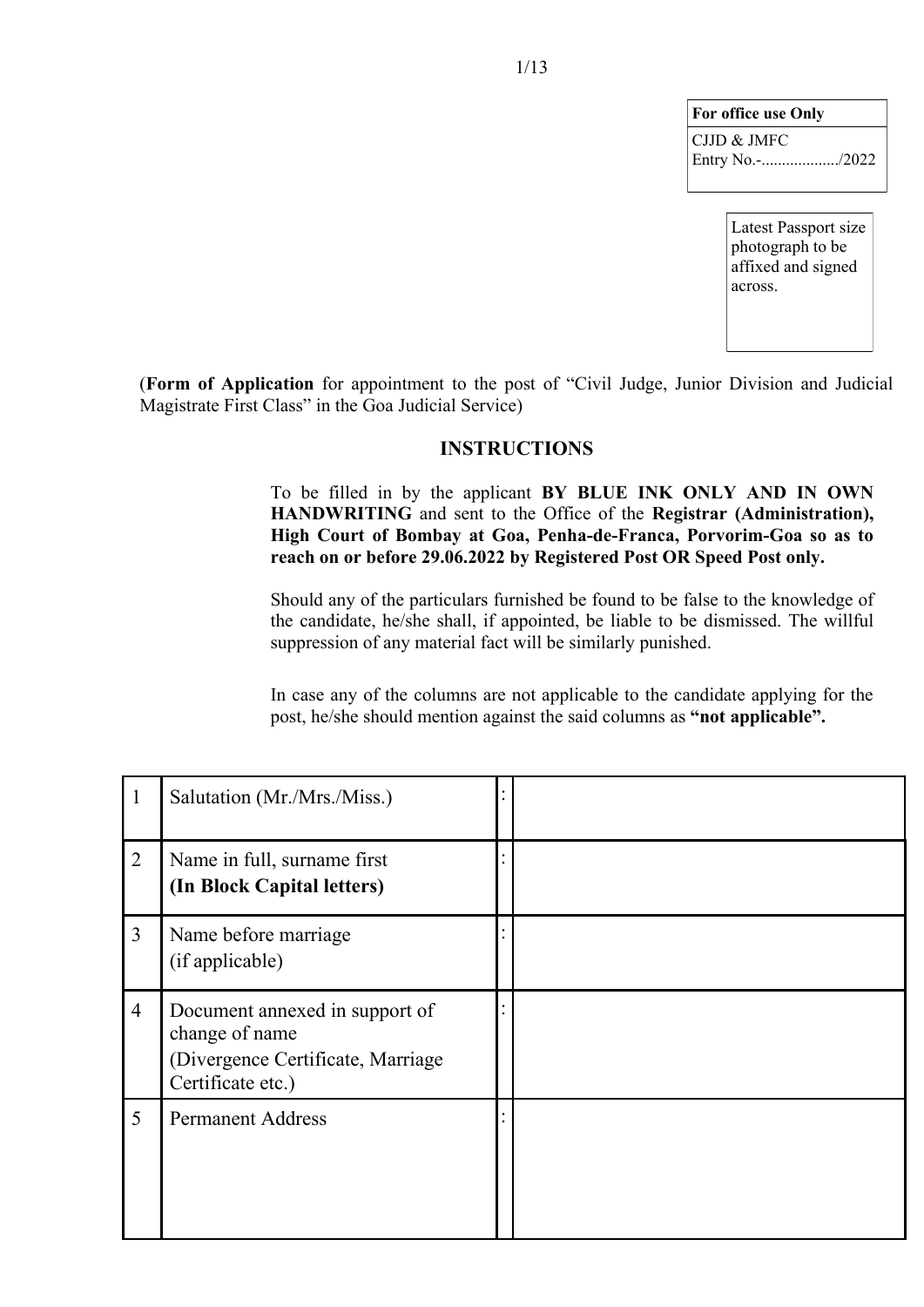| For office use Only |
| --- |
| CJJD & JMFC<br>Entry No.-................../2022 |

Latest Passport size photograph to be affixed and signed across.

(**Form of Application** for appointment to the post of "Civil Judge, Junior Division and Judicial Magistrate First Class" in the Goa Judicial Service)

## INSTRUCTIONS

To be filled in by the applicant **BY BLUE INK ONLY AND IN OWN HANDWRITING** and sent to the Office of the **Registrar (Administration), High Court of Bombay at Goa, Penha-de-Franca, Porvorim-Goa so as to reach on or before 29.06.2022 by Registered Post OR Speed Post only.**

Should any of the particulars furnished be found to be false to the knowledge of the candidate, he/she shall, if appointed, be liable to be dismissed. The willful suppression of any material fact will be similarly punished.

In case any of the columns are not applicable to the candidate applying for the post, he/she should mention against the said columns as **"not applicable".**

| | | | |
| --- | --- | --- | --- |
| 1 | Salutation (Mr./Mrs./Miss.) | : | |
| 2 | Name in full, surname first<br>**(In Block Capital letters)** | : | |
| 3 | Name before marriage<br>(if applicable) | : | |
| 4 | Document annexed in support of change of name<br>(Divergence Certificate, Marriage Certificate etc.) | : | |
| 5 | Permanent Address | : | |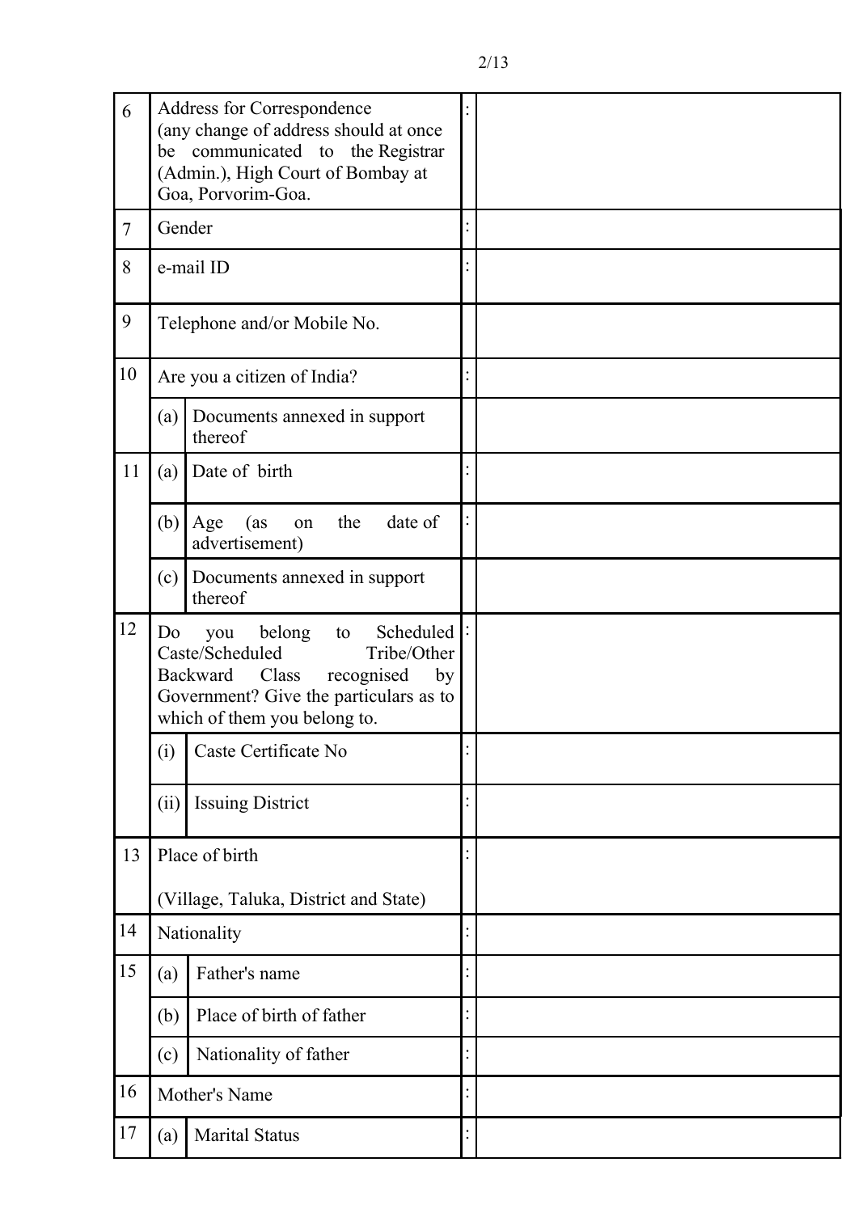| | | | | |
|---|---|---|---|---|
| 6 | Address for Correspondence (any change of address should at once be communicated to the Registrar (Admin.), High Court of Bombay at Goa, Porvorim-Goa. | | : | |
| 7 | Gender | | : | |
| 8 | e-mail ID | | : | |
| 9 | Telephone and/or Mobile No. | | | |
| 10 | Are you a citizen of India? | | : | |
| | (a) | Documents annexed in support thereof | | |
| 11 | (a) | Date of birth | : | |
| | (b) | Age (as on the date of advertisement) | : | |
| | (c) | Documents annexed in support thereof | | |
| 12 | Do you belong to Scheduled Caste/Scheduled Tribe/Other Backward Class recognised by Government? Give the particulars as to which of them you belong to. | | : | |
| | (i) | Caste Certificate No | : | |
| | (ii) | Issuing District | : | |
| 13 | Place of birth<br><br>(Village, Taluka, District and State) | | : | |
| 14 | Nationality | | : | |
| 15 | (a) | Father's name | : | |
| | (b) | Place of birth of father | : | |
| | (c) | Nationality of father | : | |
| 16 | Mother's Name | | : | |
| 17 | (a) | Marital Status | : | |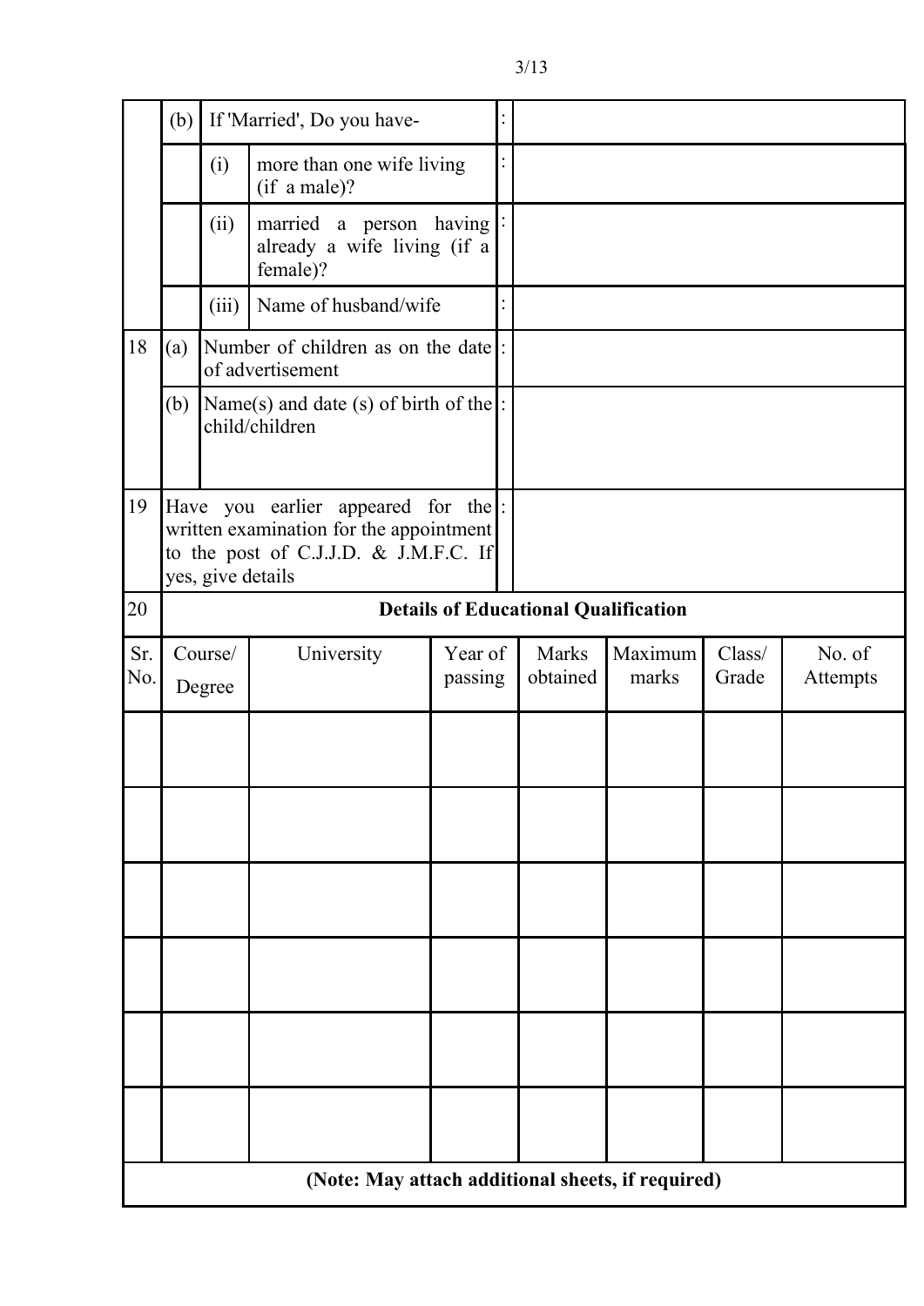| | | | | | |
|---|---|---|---|---|---|
| | (b) | If 'Married', Do you have- | | : | |
| | | (i) | more than one wife living (if a male)? | : | |
| | | (ii) | married a person having already a wife living (if a female)? | : | |
| | | (iii) | Name of husband/wife | : | |
| 18 | (a) | Number of children as on the date of advertisement | | : | |
| | (b) | Name(s) and date (s) of birth of the child/children | | : | |
| 19 | Have you earlier appeared for the written examination for the appointment to the post of C.J.J.D. & J.M.F.C. If yes, give details | | | : | |

**20 Details of Educational Qualification**

| Sr. No. | Course/ Degree | University | Year of passing | Marks obtained | Maximum marks | Class/ Grade | No. of Attempts |
|---|---|---|---|---|---|---|---|
| | | | | | | | |
| | | | | | | | |
| | | | | | | | |
| | | | | | | | |
| | | | | | | | |
| | | | | | | | |

**(Note: May attach additional sheets, if required)**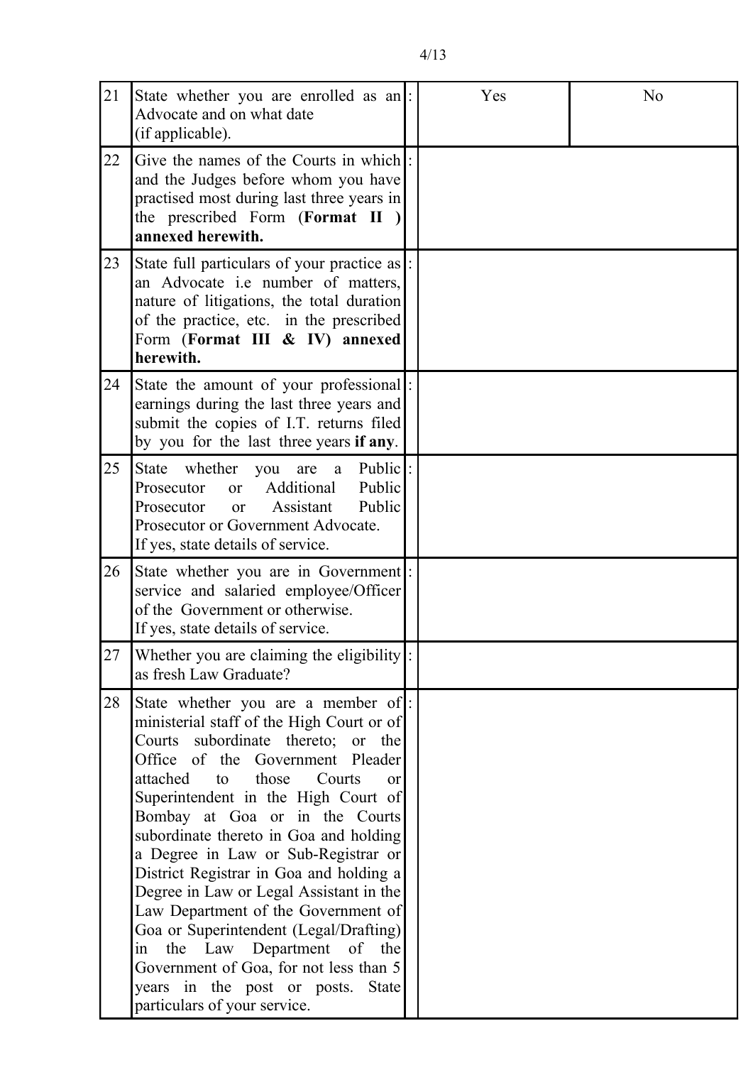| | | | | |
|---|---|---|---|---|
| 21 | State whether you are enrolled as an Advocate and on what date (if applicable). | : | Yes | No |
| 22 | Give the names of the Courts in which and the Judges before whom you have practised most during last three years in the prescribed Form (**Format II**) **annexed herewith.** | : | | |
| 23 | State full particulars of your practice as an Advocate i.e number of matters, nature of litigations, the total duration of the practice, etc. in the prescribed Form (**Format III & IV) annexed herewith.** | : | | |
| 24 | State the amount of your professional earnings during the last three years and submit the copies of I.T. returns filed by you for the last three years **if any**. | : | | |
| 25 | State whether you are a Public Prosecutor or Additional Public Prosecutor or Assistant Public Prosecutor or Government Advocate. If yes, state details of service. | : | | |
| 26 | State whether you are in Government service and salaried employee/Officer of the Government or otherwise. If yes, state details of service. | : | | |
| 27 | Whether you are claiming the eligibility as fresh Law Graduate? | : | | |
| 28 | State whether you are a member of ministerial staff of the High Court or of Courts subordinate thereto; or the Office of the Government Pleader attached to those Courts or Superintendent in the High Court of Bombay at Goa or in the Courts subordinate thereto in Goa and holding a Degree in Law or Sub-Registrar or District Registrar in Goa and holding a Degree in Law or Legal Assistant in the Law Department of the Government of Goa or Superintendent (Legal/Drafting) in the Law Department of the Government of Goa, for not less than 5 years in the post or posts. State particulars of your service. | : | | |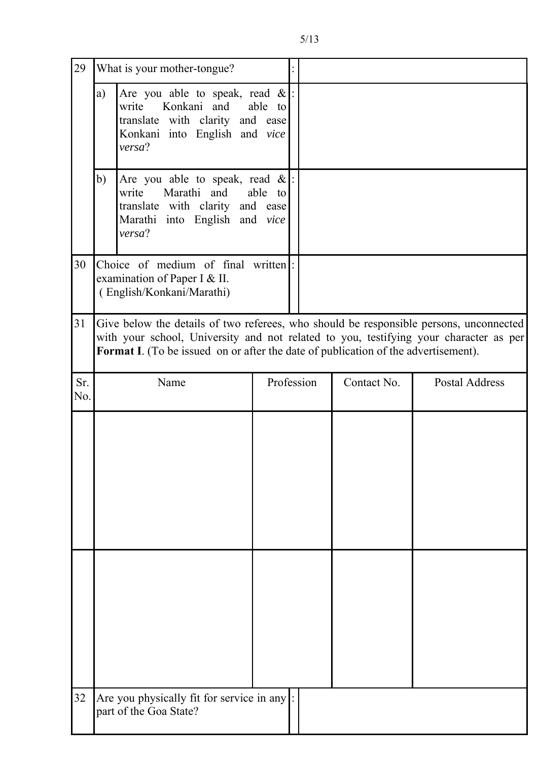| 29 | What is your mother-tongue? | : | |
|---|---|---|---|
| | a) Are you able to speak, read & write Konkani and able to translate with clarity and ease Konkani into English and *vice versa*? | : | |
| | b) Are you able to speak, read & write Marathi and able to translate with clarity and ease Marathi into English and *vice versa*? | : | |
| 30 | Choice of medium of final written examination of Paper I & II. (English/Konkani/Marathi) | : | |

31 Give below the details of two referees, who should be responsible persons, unconnected with your school, University and not related to you, testifying your character as per **Format I**. (To be issued on or after the date of publication of the advertisement).

| Sr. No. | Name | Profession | Contact No. | Postal Address |
|---|---|---|---|---|
| | | | | |
| | | | | |

| 32 | Are you physically fit for service in any part of the Goa State? | : | |
|---|---|---|---|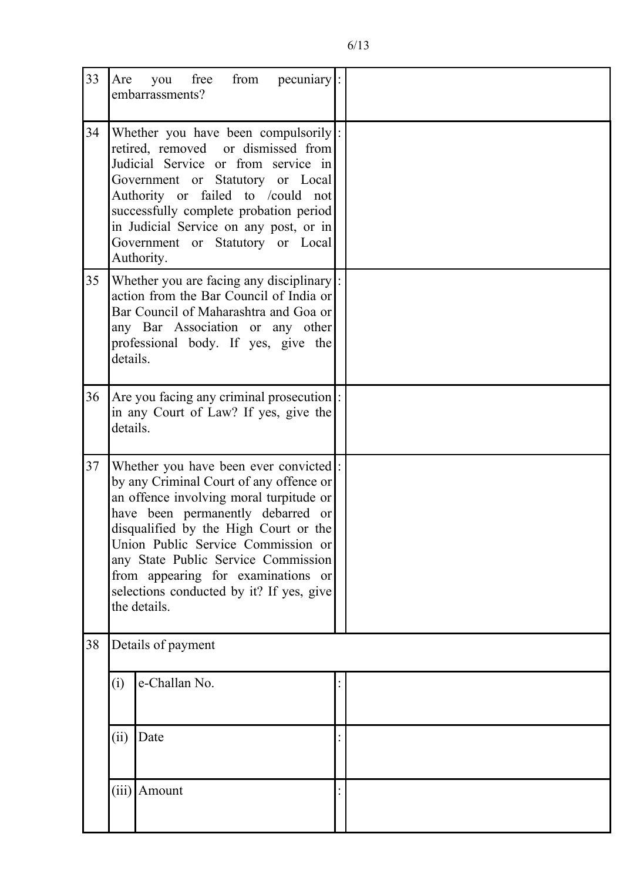| | | | |
|---|---|---|---|
| 33 | Are you free from pecuniary embarrassments? | : | |
| 34 | Whether you have been compulsorily retired, removed or dismissed from Judicial Service or from service in Government or Statutory or Local Authority or failed to /could not successfully complete probation period in Judicial Service on any post, or in Government or Statutory or Local Authority. | : | |
| 35 | Whether you are facing any disciplinary action from the Bar Council of India or Bar Council of Maharashtra and Goa or any Bar Association or any other professional body. If yes, give the details. | : | |
| 36 | Are you facing any criminal prosecution in any Court of Law? If yes, give the details. | : | |
| 37 | Whether you have been ever convicted by any Criminal Court of any offence or an offence involving moral turpitude or have been permanently debarred or disqualified by the High Court or the Union Public Service Commission or any State Public Service Commission from appearing for examinations or selections conducted by it? If yes, give the details. | : | |
| 38 | Details of payment | | |
| | (i) e-Challan No. | : | |
| | (ii) Date | : | |
| | (iii) Amount | : | |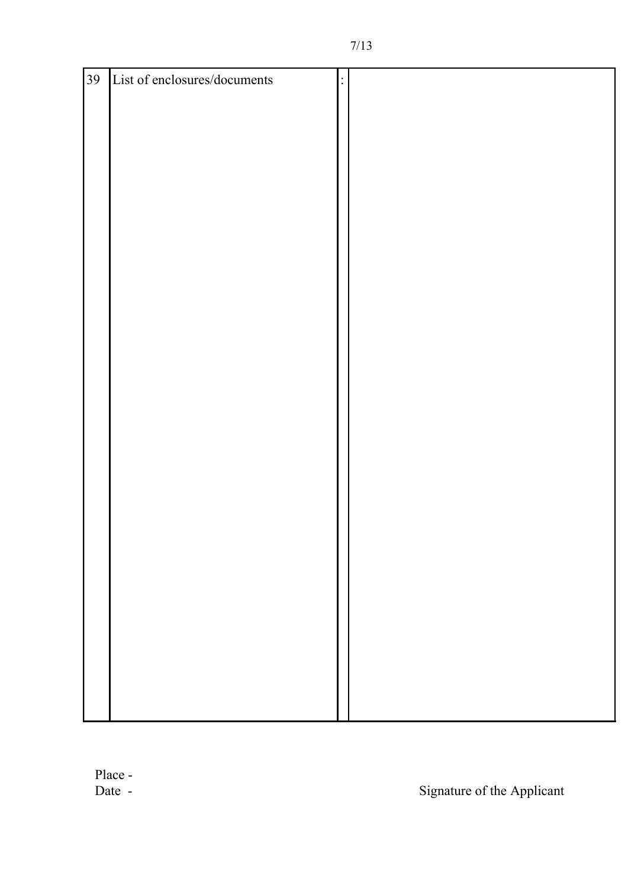| 39 | List of enclosures/documents | : | |
|---|---|---|---|
| | | | |

Place -
Date -

Signature of the Applicant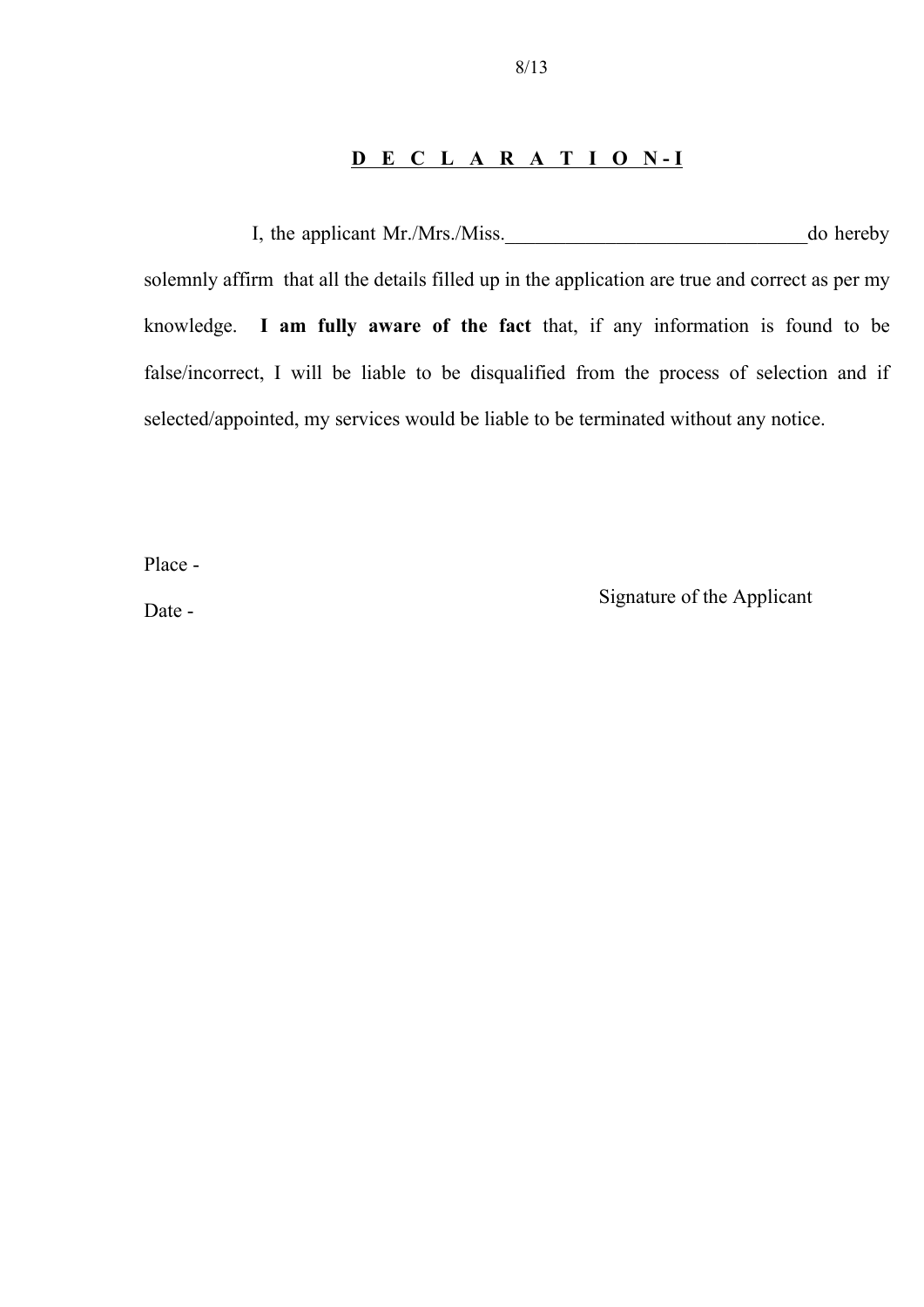## DECLARATION-I

I, the applicant Mr./Mrs./Miss.______________________________do hereby solemnly affirm that all the details filled up in the application are true and correct as per my knowledge. **I am fully aware of the fact** that, if any information is found to be false/incorrect, I will be liable to be disqualified from the process of selection and if selected/appointed, my services would be liable to be terminated without any notice.

Place -

Date -

Signature of the Applicant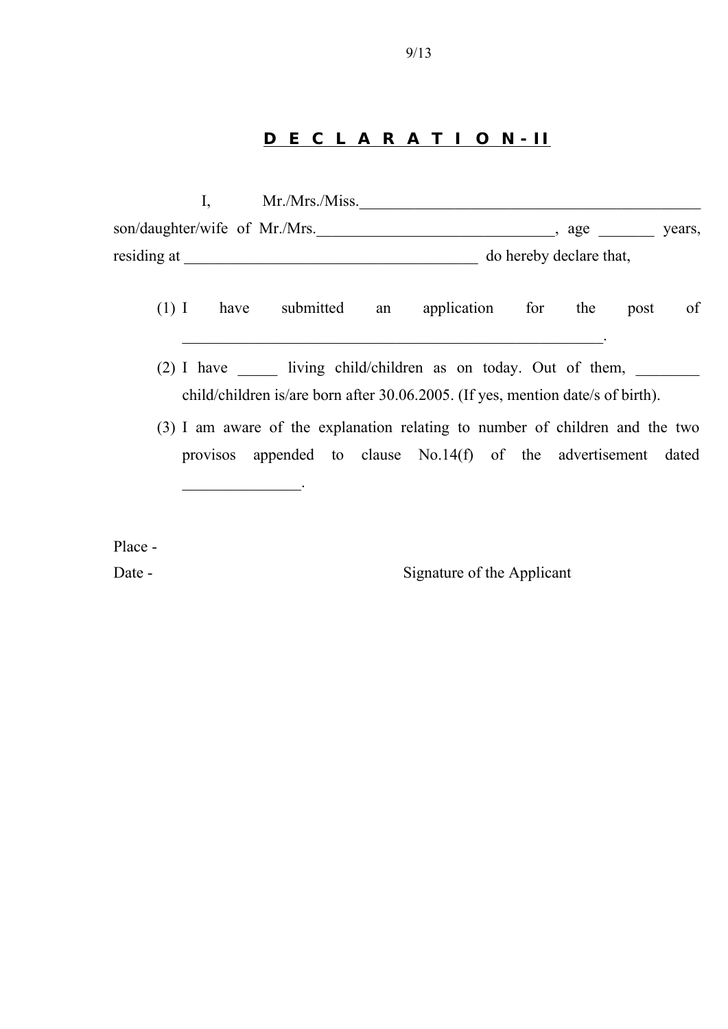# DECLARATION-II

I, Mr./Mrs./Miss.______________________________________________ son/daughter/wife of Mr./Mrs.________________________________, age _______ years, residing at ______________________________________ do hereby declare that,

(1) I have submitted an application for the post of _________________________________________________________.

(2) I have _____ living child/children as on today. Out of them, ________ child/children is/are born after 30.06.2005. (If yes, mention date/s of birth).

(3) I am aware of the explanation relating to number of children and the two provisos appended to clause No.14(f) of the advertisement dated _______________.

Place -

Date - Signature of the Applicant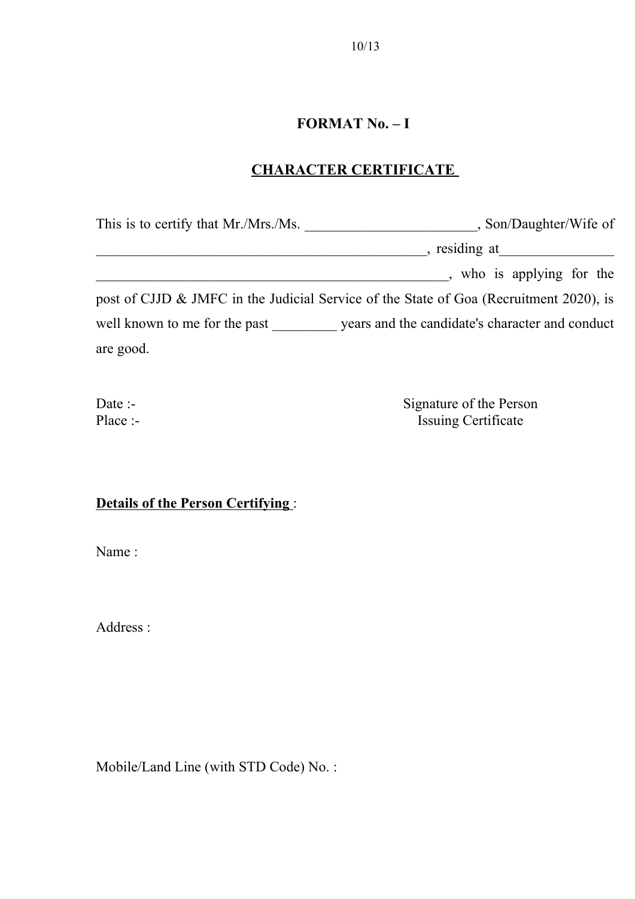## FORMAT No. – I

## CHARACTER CERTIFICATE

This is to certify that Mr./Mrs./Ms. ________________________, Son/Daughter/Wife of ________________________________________________, residing at________________ ____________________________________________________, who is applying for the post of CJJD & JMFC in the Judicial Service of the State of Goa (Recruitment 2020), is well known to me for the past _________ years and the candidate's character and conduct are good.

Date :-
Place :-

Signature of the Person
Issuing Certificate

**Details of the Person Certifying** :

Name :

Address :

Mobile/Land Line (with STD Code) No. :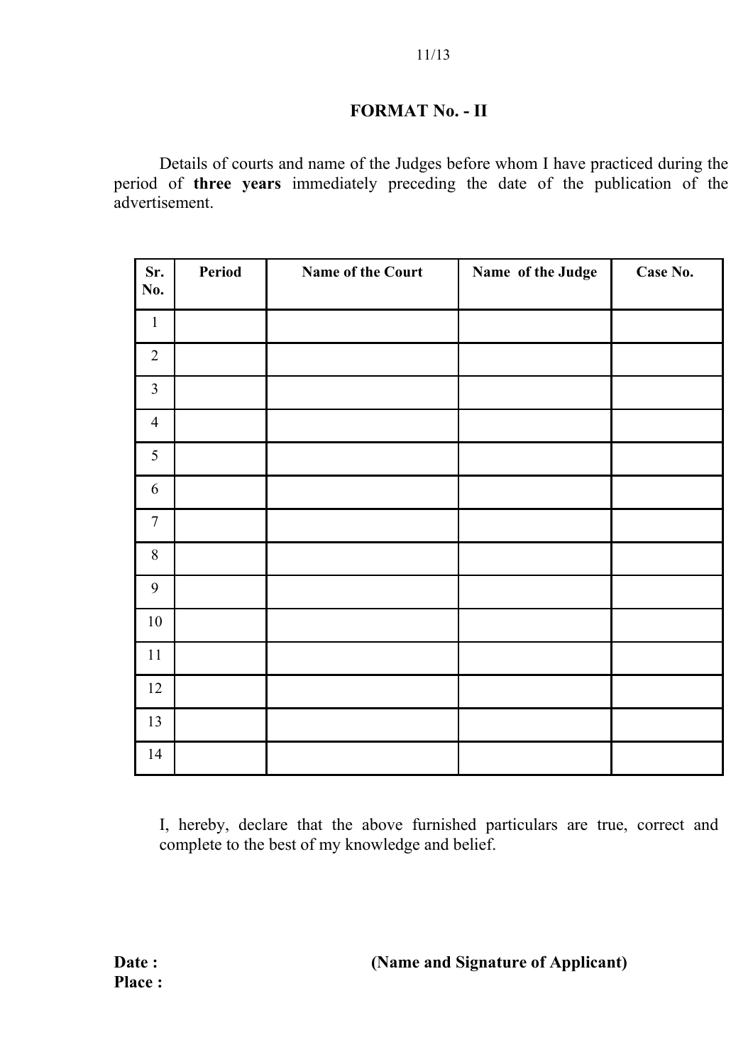## FORMAT No. - II

Details of courts and name of the Judges before whom I have practiced during the period of **three years** immediately preceding the date of the publication of the advertisement.

| Sr. No. | Period | Name of the Court | Name of the Judge | Case No. |
|---|---|---|---|---|
| 1 | | | | |
| 2 | | | | |
| 3 | | | | |
| 4 | | | | |
| 5 | | | | |
| 6 | | | | |
| 7 | | | | |
| 8 | | | | |
| 9 | | | | |
| 10 | | | | |
| 11 | | | | |
| 12 | | | | |
| 13 | | | | |
| 14 | | | | |

I, hereby, declare that the above furnished particulars are true, correct and complete to the best of my knowledge and belief.

**Date :**  
**Place :**

**(Name and Signature of Applicant)**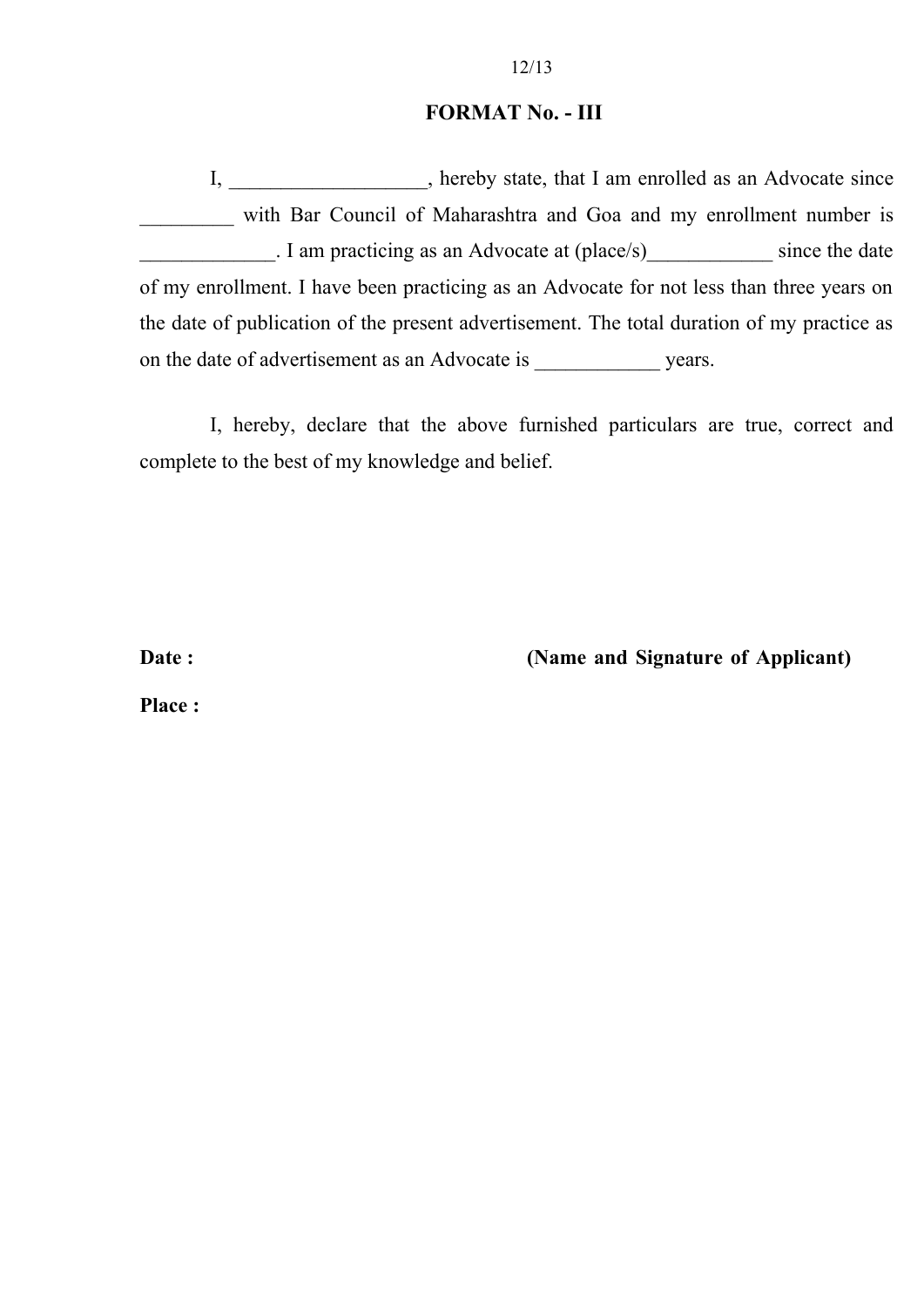## FORMAT No. - III

I, ___________________, hereby state, that I am enrolled as an Advocate since _________ with Bar Council of Maharashtra and Goa and my enrollment number is _____________. I am practicing as an Advocate at (place/s)____________ since the date of my enrollment. I have been practicing as an Advocate for not less than three years on the date of publication of the present advertisement. The total duration of my practice as on the date of advertisement as an Advocate is ____________ years.

I, hereby, declare that the above furnished particulars are true, correct and complete to the best of my knowledge and belief.

**Date :** **(Name and Signature of Applicant)**

**Place :**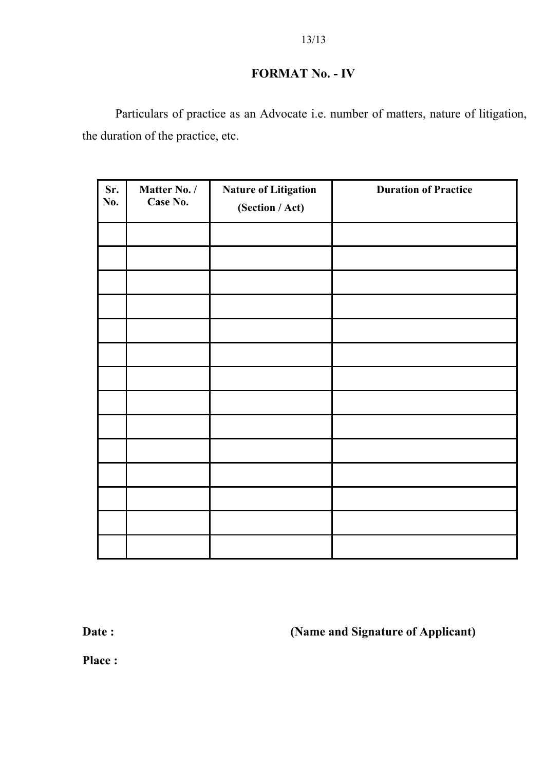## FORMAT No. - IV

Particulars of practice as an Advocate i.e. number of matters, nature of litigation, the duration of the practice, etc.

| Sr. No. | Matter No. / Case No. | Nature of Litigation (Section / Act) | Duration of Practice |
|---|---|---|---|
| | | | |
| | | | |
| | | | |
| | | | |
| | | | |
| | | | |
| | | | |
| | | | |
| | | | |
| | | | |
| | | | |
| | | | |
| | | | |
| | | | |

**Date :** **(Name and Signature of Applicant)**

**Place :**